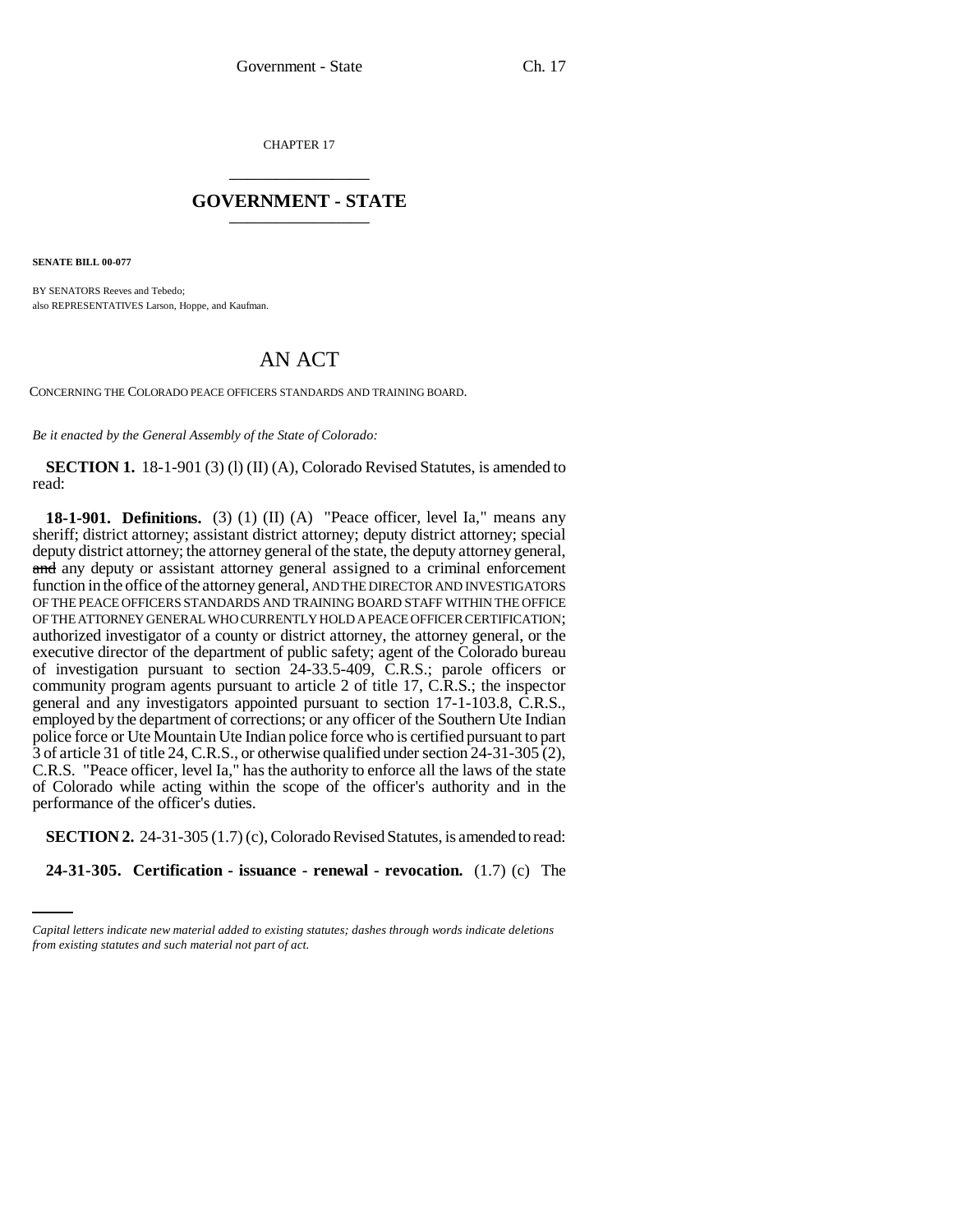CHAPTER 17

## GOVERNMENT - STATE

**SENATE BILL 00-077**

BY SENATORS Reeves and Tebedo;
also REPRESENTATIVES Larson, Hoppe, and Kaufman.

# AN ACT

CONCERNING THE COLORADO PEACE OFFICERS STANDARDS AND TRAINING BOARD.

*Be it enacted by the General Assembly of the State of Colorado:*

**SECTION 1.** 18-1-901 (3) (l) (II) (A), Colorado Revised Statutes, is amended to read:

**18-1-901. Definitions.** (3) (1) (II) (A) "Peace officer, level Ia," means any sheriff; district attorney; assistant district attorney; deputy district attorney; special deputy district attorney; the attorney general of the state, the deputy attorney general, ~~and~~ any deputy or assistant attorney general assigned to a criminal enforcement function in the office of the attorney general, AND THE DIRECTOR AND INVESTIGATORS OF THE PEACE OFFICERS STANDARDS AND TRAINING BOARD STAFF WITHIN THE OFFICE OF THE ATTORNEY GENERAL WHO CURRENTLY HOLD A PEACE OFFICER CERTIFICATION; authorized investigator of a county or district attorney, the attorney general, or the executive director of the department of public safety; agent of the Colorado bureau of investigation pursuant to section 24-33.5-409, C.R.S.; parole officers or community program agents pursuant to article 2 of title 17, C.R.S.; the inspector general and any investigators appointed pursuant to section 17-1-103.8, C.R.S., employed by the department of corrections; or any officer of the Southern Ute Indian police force or Ute Mountain Ute Indian police force who is certified pursuant to part 3 of article 31 of title 24, C.R.S., or otherwise qualified under section 24-31-305 (2), C.R.S. "Peace officer, level Ia," has the authority to enforce all the laws of the state of Colorado while acting within the scope of the officer's authority and in the performance of the officer's duties.

**SECTION 2.** 24-31-305 (1.7) (c), Colorado Revised Statutes, is amended to read:

**24-31-305. Certification - issuance - renewal - revocation.** (1.7) (c) The

*Capital letters indicate new material added to existing statutes; dashes through words indicate deletions from existing statutes and such material not part of act.*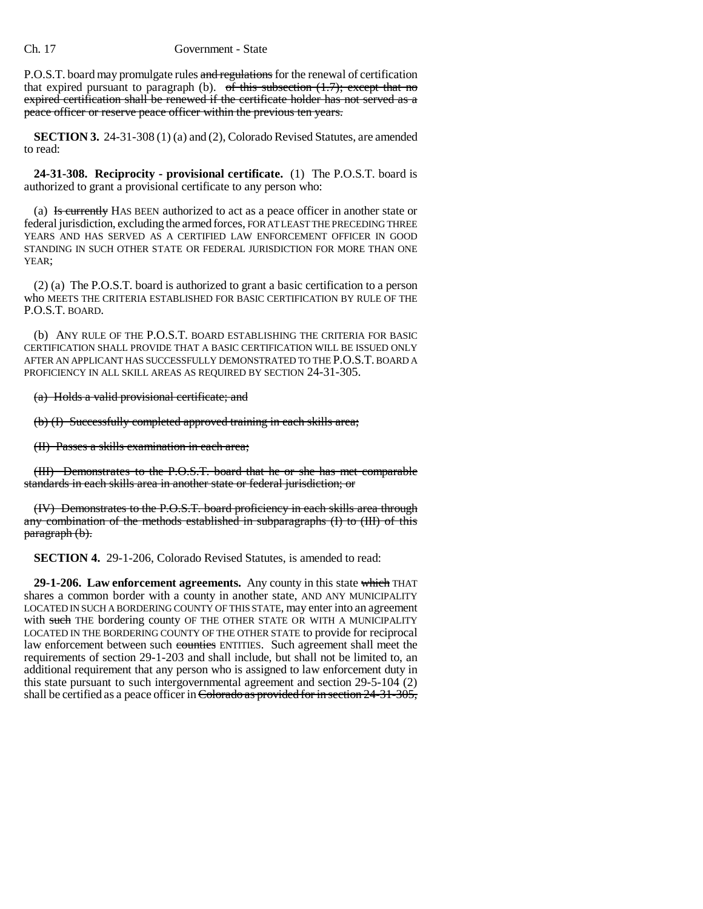P.O.S.T. board may promulgate rules ~~and regulations~~ for the renewal of certification that expired pursuant to paragraph (b). ~~of this subsection (1.7); except that no expired certification shall be renewed if the certificate holder has not served as a peace officer or reserve peace officer within the previous ten years.~~

**SECTION 3.** 24-31-308 (1) (a) and (2), Colorado Revised Statutes, are amended to read:

**24-31-308. Reciprocity - provisional certificate.** (1) The P.O.S.T. board is authorized to grant a provisional certificate to any person who:

(a) ~~Is currently~~ HAS BEEN authorized to act as a peace officer in another state or federal jurisdiction, excluding the armed forces, FOR AT LEAST THE PRECEDING THREE YEARS AND HAS SERVED AS A CERTIFIED LAW ENFORCEMENT OFFICER IN GOOD STANDING IN SUCH OTHER STATE OR FEDERAL JURISDICTION FOR MORE THAN ONE YEAR;

(2) (a) The P.O.S.T. board is authorized to grant a basic certification to a person who MEETS THE CRITERIA ESTABLISHED FOR BASIC CERTIFICATION BY RULE OF THE P.O.S.T. BOARD.

(b) ANY RULE OF THE P.O.S.T. BOARD ESTABLISHING THE CRITERIA FOR BASIC CERTIFICATION SHALL PROVIDE THAT A BASIC CERTIFICATION WILL BE ISSUED ONLY AFTER AN APPLICANT HAS SUCCESSFULLY DEMONSTRATED TO THE P.O.S.T. BOARD A PROFICIENCY IN ALL SKILL AREAS AS REQUIRED BY SECTION 24-31-305.

~~(a) Holds a valid provisional certificate; and~~

~~(b) (I) Successfully completed approved training in each skills area;~~

~~(II) Passes a skills examination in each area;~~

~~(III) Demonstrates to the P.O.S.T. board that he or she has met comparable standards in each skills area in another state or federal jurisdiction; or~~

~~(IV) Demonstrates to the P.O.S.T. board proficiency in each skills area through any combination of the methods established in subparagraphs (I) to (III) of this paragraph (b).~~

**SECTION 4.** 29-1-206, Colorado Revised Statutes, is amended to read:

**29-1-206. Law enforcement agreements.** Any county in this state ~~which~~ THAT shares a common border with a county in another state, AND ANY MUNICIPALITY LOCATED IN SUCH A BORDERING COUNTY OF THIS STATE, may enter into an agreement with ~~such~~ THE bordering county OF THE OTHER STATE OR WITH A MUNICIPALITY LOCATED IN THE BORDERING COUNTY OF THE OTHER STATE to provide for reciprocal law enforcement between such ~~counties~~ ENTITIES. Such agreement shall meet the requirements of section 29-1-203 and shall include, but shall not be limited to, an additional requirement that any person who is assigned to law enforcement duty in this state pursuant to such intergovernmental agreement and section 29-5-104 (2) shall be certified as a peace officer in ~~Colorado as provided for in section 24-31-305,~~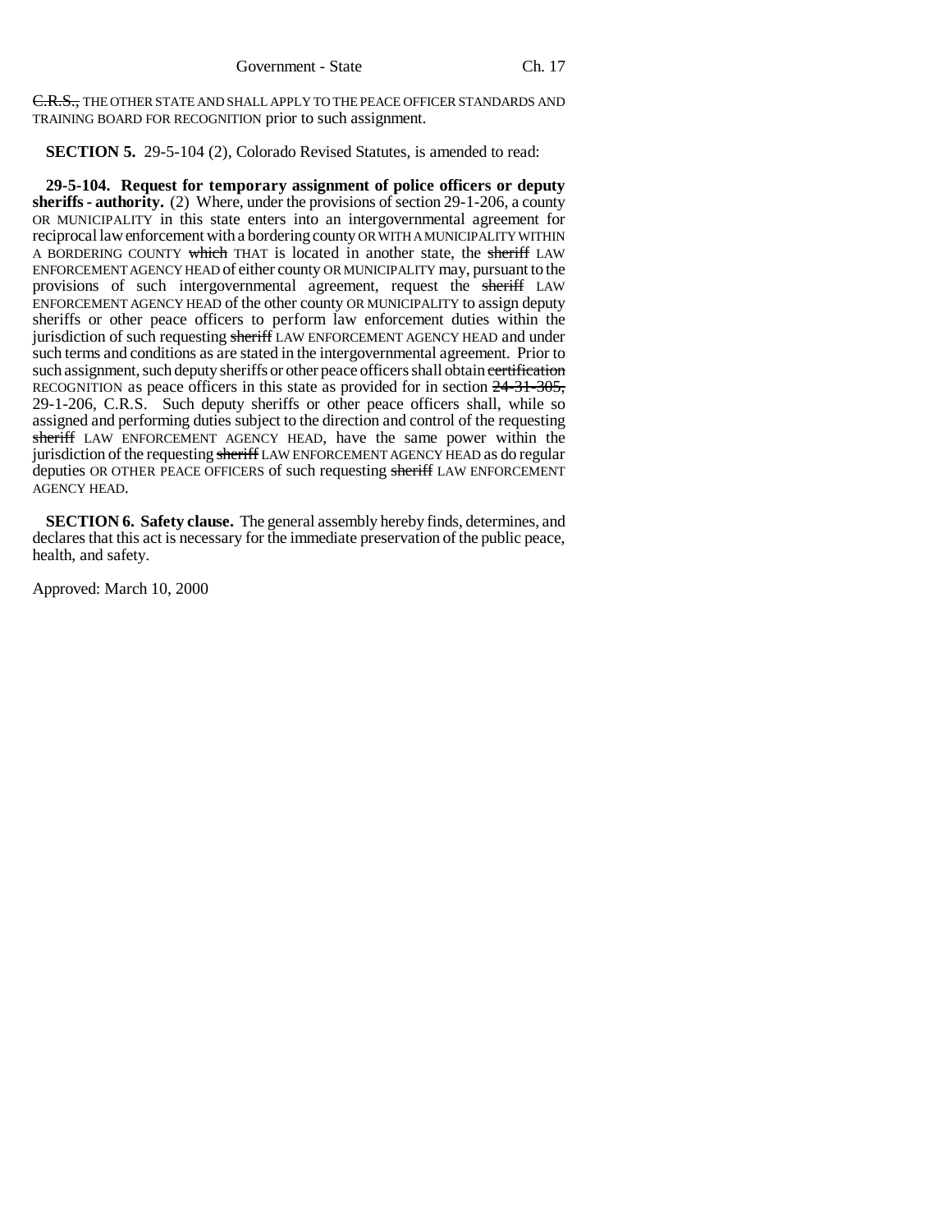~~C.R.S.,~~ THE OTHER STATE AND SHALL APPLY TO THE PEACE OFFICER STANDARDS AND TRAINING BOARD FOR RECOGNITION prior to such assignment.

**SECTION 5.** 29-5-104 (2), Colorado Revised Statutes, is amended to read:

**29-5-104. Request for temporary assignment of police officers or deputy sheriffs - authority.** (2) Where, under the provisions of section 29-1-206, a county OR MUNICIPALITY in this state enters into an intergovernmental agreement for reciprocal law enforcement with a bordering county OR WITH A MUNICIPALITY WITHIN A BORDERING COUNTY ~~which~~ THAT is located in another state, the ~~sheriff~~ LAW ENFORCEMENT AGENCY HEAD of either county OR MUNICIPALITY may, pursuant to the provisions of such intergovernmental agreement, request the ~~sheriff~~ LAW ENFORCEMENT AGENCY HEAD of the other county OR MUNICIPALITY to assign deputy sheriffs or other peace officers to perform law enforcement duties within the jurisdiction of such requesting ~~sheriff~~ LAW ENFORCEMENT AGENCY HEAD and under such terms and conditions as are stated in the intergovernmental agreement. Prior to such assignment, such deputy sheriffs or other peace officers shall obtain ~~certification~~ RECOGNITION as peace officers in this state as provided for in section ~~24-31-305,~~ 29-1-206, C.R.S. Such deputy sheriffs or other peace officers shall, while so assigned and performing duties subject to the direction and control of the requesting ~~sheriff~~ LAW ENFORCEMENT AGENCY HEAD, have the same power within the jurisdiction of the requesting ~~sheriff~~ LAW ENFORCEMENT AGENCY HEAD as do regular deputies OR OTHER PEACE OFFICERS of such requesting ~~sheriff~~ LAW ENFORCEMENT AGENCY HEAD.

**SECTION 6. Safety clause.** The general assembly hereby finds, determines, and declares that this act is necessary for the immediate preservation of the public peace, health, and safety.

Approved: March 10, 2000